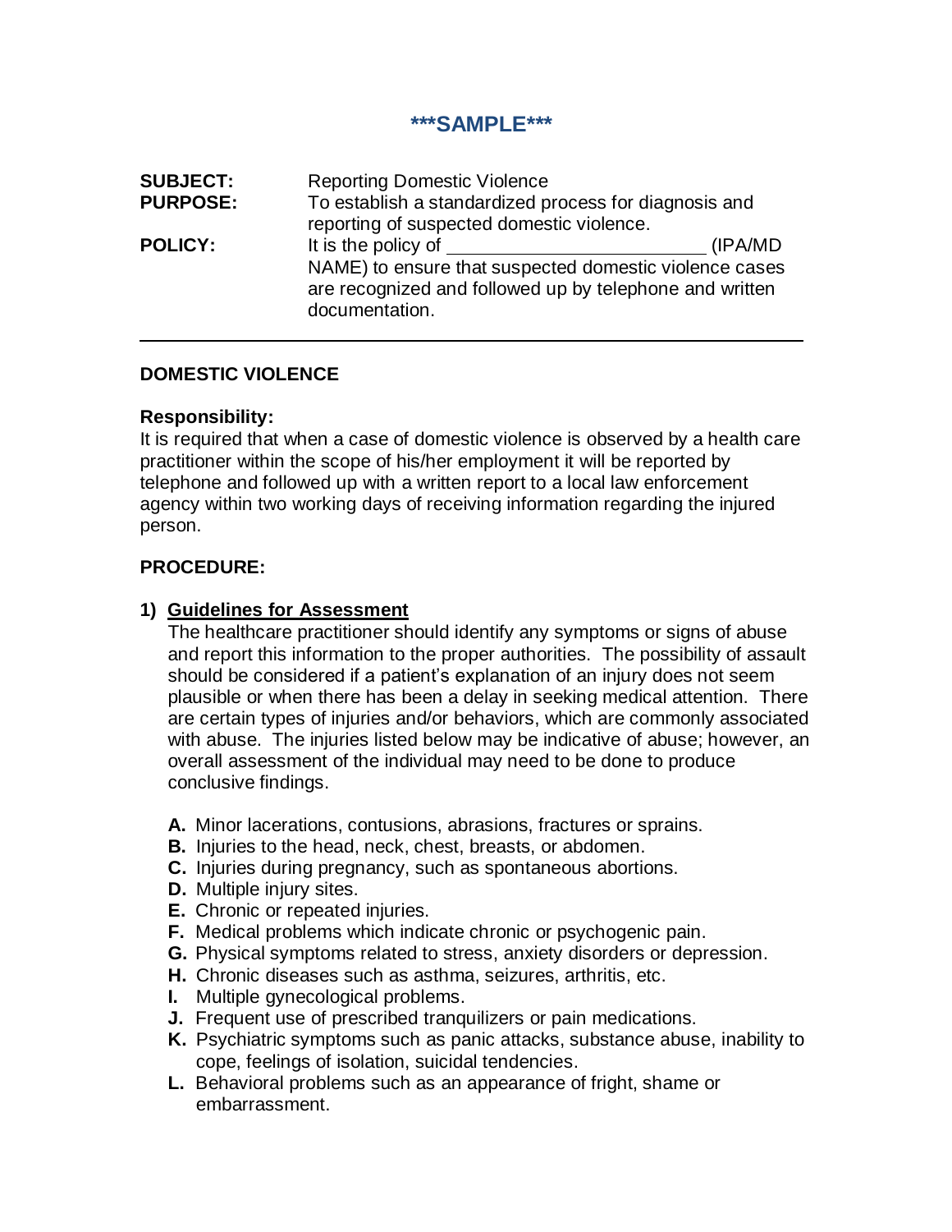# ***SAMPLE***

**SUBJECT:** Reporting Domestic Violence

**PURPOSE:** To establish a standardized process for diagnosis and reporting of suspected domestic violence.

**POLICY:** It is the policy of ________________________ (IPA/MD NAME) to ensure that suspected domestic violence cases are recognized and followed up by telephone and written documentation.

---

## DOMESTIC VIOLENCE

### Responsibility:

It is required that when a case of domestic violence is observed by a health care practitioner within the scope of his/her employment it will be reported by telephone and followed up with a written report to a local law enforcement agency within two working days of receiving information regarding the injured person.

### PROCEDURE:

#### 1) Guidelines for Assessment

The healthcare practitioner should identify any symptoms or signs of abuse and report this information to the proper authorities. The possibility of assault should be considered if a patient's explanation of an injury does not seem plausible or when there has been a delay in seeking medical attention. There are certain types of injuries and/or behaviors, which are commonly associated with abuse. The injuries listed below may be indicative of abuse; however, an overall assessment of the individual may need to be done to produce conclusive findings.

- **A.** Minor lacerations, contusions, abrasions, fractures or sprains.
- **B.** Injuries to the head, neck, chest, breasts, or abdomen.
- **C.** Injuries during pregnancy, such as spontaneous abortions.
- **D.** Multiple injury sites.
- **E.** Chronic or repeated injuries.
- **F.** Medical problems which indicate chronic or psychogenic pain.
- **G.** Physical symptoms related to stress, anxiety disorders or depression.
- **H.** Chronic diseases such as asthma, seizures, arthritis, etc.
- **I.** Multiple gynecological problems.
- **J.** Frequent use of prescribed tranquilizers or pain medications.
- **K.** Psychiatric symptoms such as panic attacks, substance abuse, inability to cope, feelings of isolation, suicidal tendencies.
- **L.** Behavioral problems such as an appearance of fright, shame or embarrassment.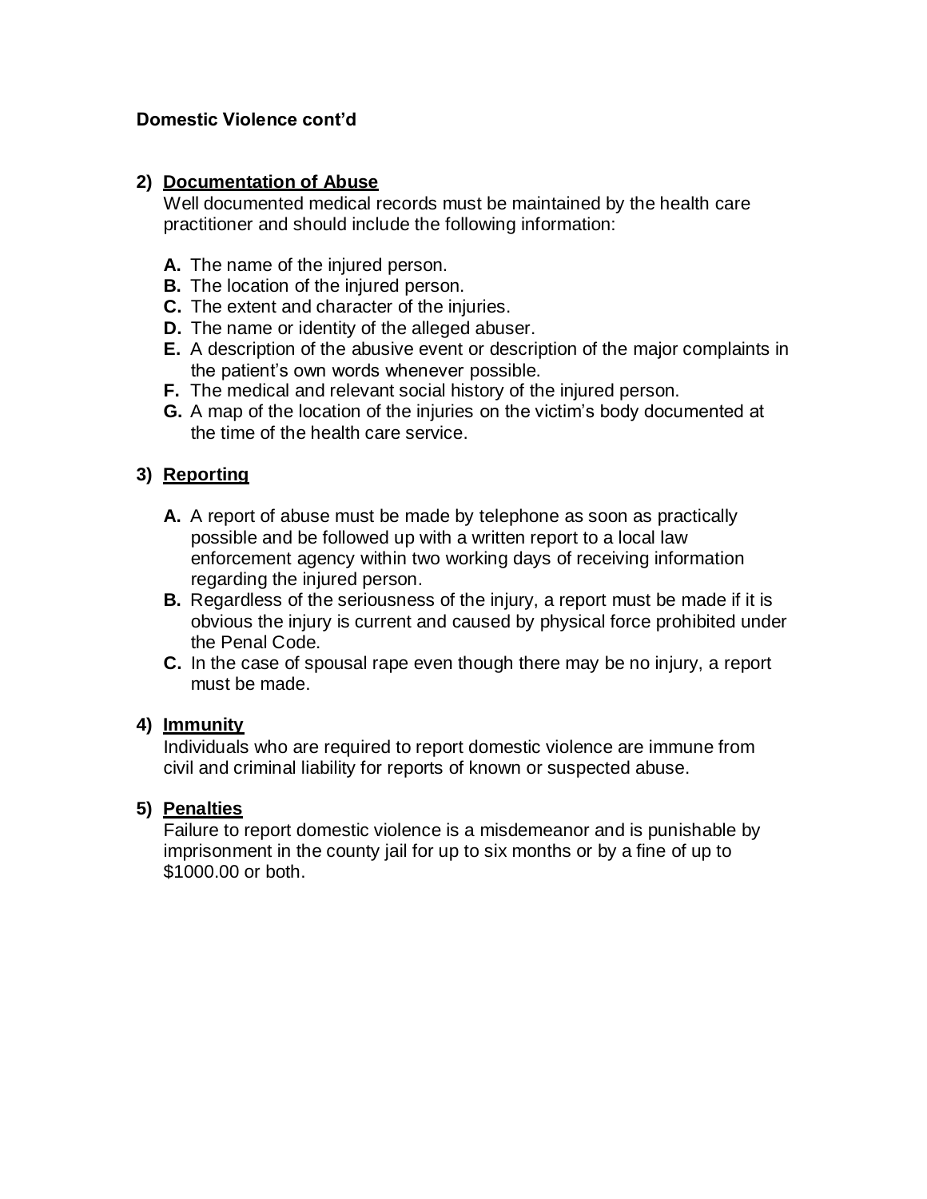**Domestic Violence cont'd**

2) **Documentation of Abuse**
   Well documented medical records must be maintained by the health care practitioner and should include the following information:

   **A.** The name of the injured person.
   **B.** The location of the injured person.
   **C.** The extent and character of the injuries.
   **D.** The name or identity of the alleged abuser.
   **E.** A description of the abusive event or description of the major complaints in the patient's own words whenever possible.
   **F.** The medical and relevant social history of the injured person.
   **G.** A map of the location of the injuries on the victim's body documented at the time of the health care service.

3) **Reporting**

   **A.** A report of abuse must be made by telephone as soon as practically possible and be followed up with a written report to a local law enforcement agency within two working days of receiving information regarding the injured person.
   **B.** Regardless of the seriousness of the injury, a report must be made if it is obvious the injury is current and caused by physical force prohibited under the Penal Code.
   **C.** In the case of spousal rape even though there may be no injury, a report must be made.

4) **Immunity**
   Individuals who are required to report domestic violence are immune from civil and criminal liability for reports of known or suspected abuse.

5) **Penalties**
   Failure to report domestic violence is a misdemeanor and is punishable by imprisonment in the county jail for up to six months or by a fine of up to $1000.00 or both.